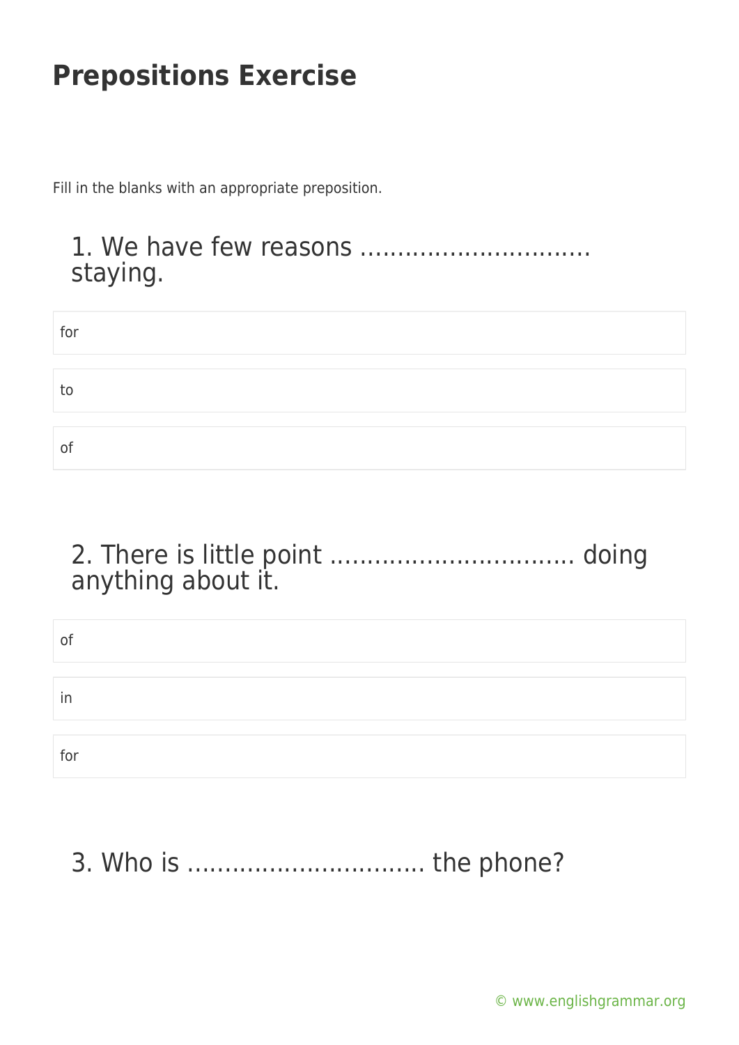# Prepositions Exercise

Fill in the blanks with an appropriate preposition.

## 1. We have few reasons .............................. staying.

- for
- to
- of

## 2. There is little point ................................ doing anything about it.

- of
- in
- for

## 3. Who is ................................ the phone?

© www.englishgrammar.org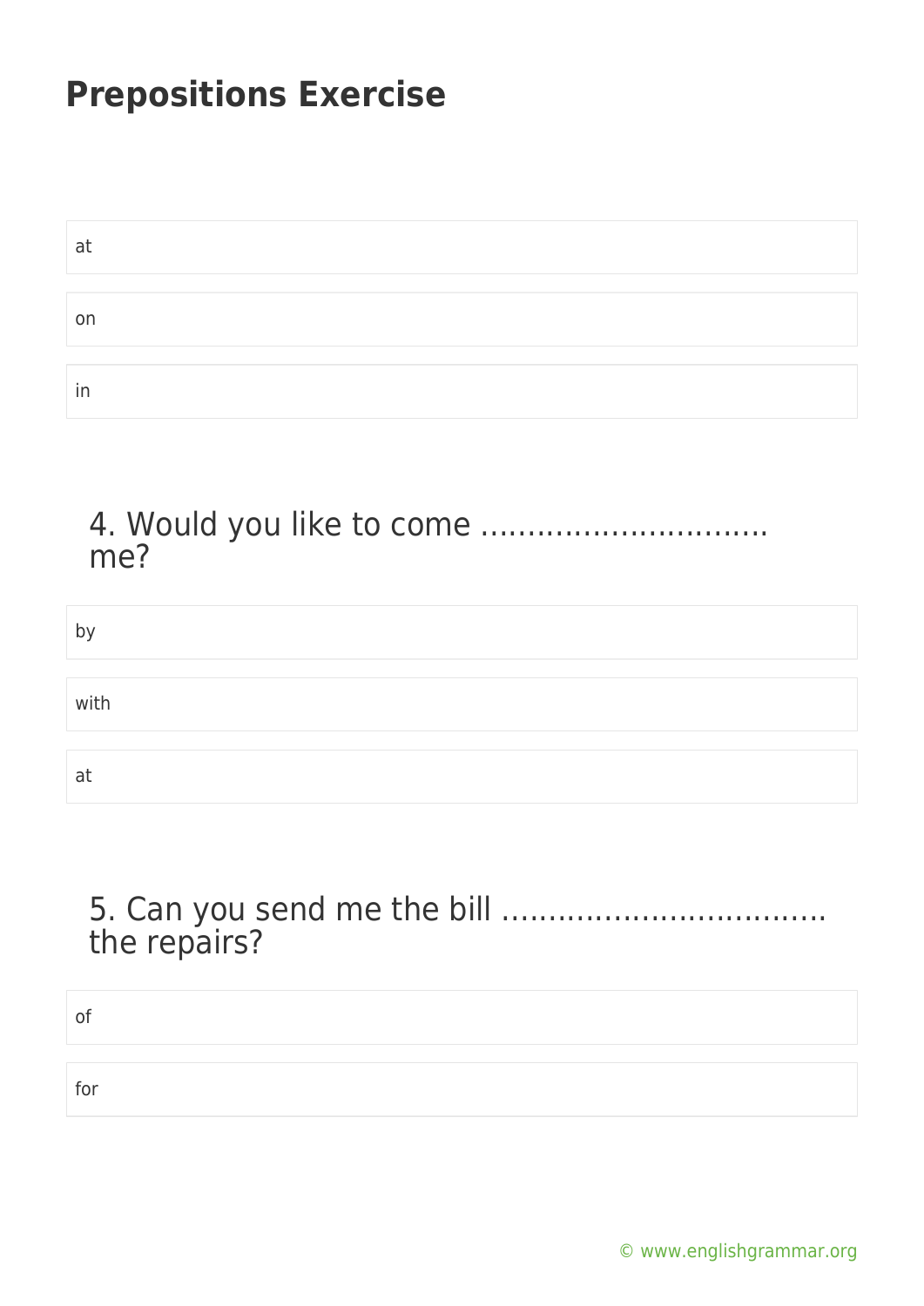# Prepositions Exercise

at

on

in

## 4. Would you like to come ………………………… me?

by

with

at

## 5. Can you send me the bill …………………………….. the repairs?

of

for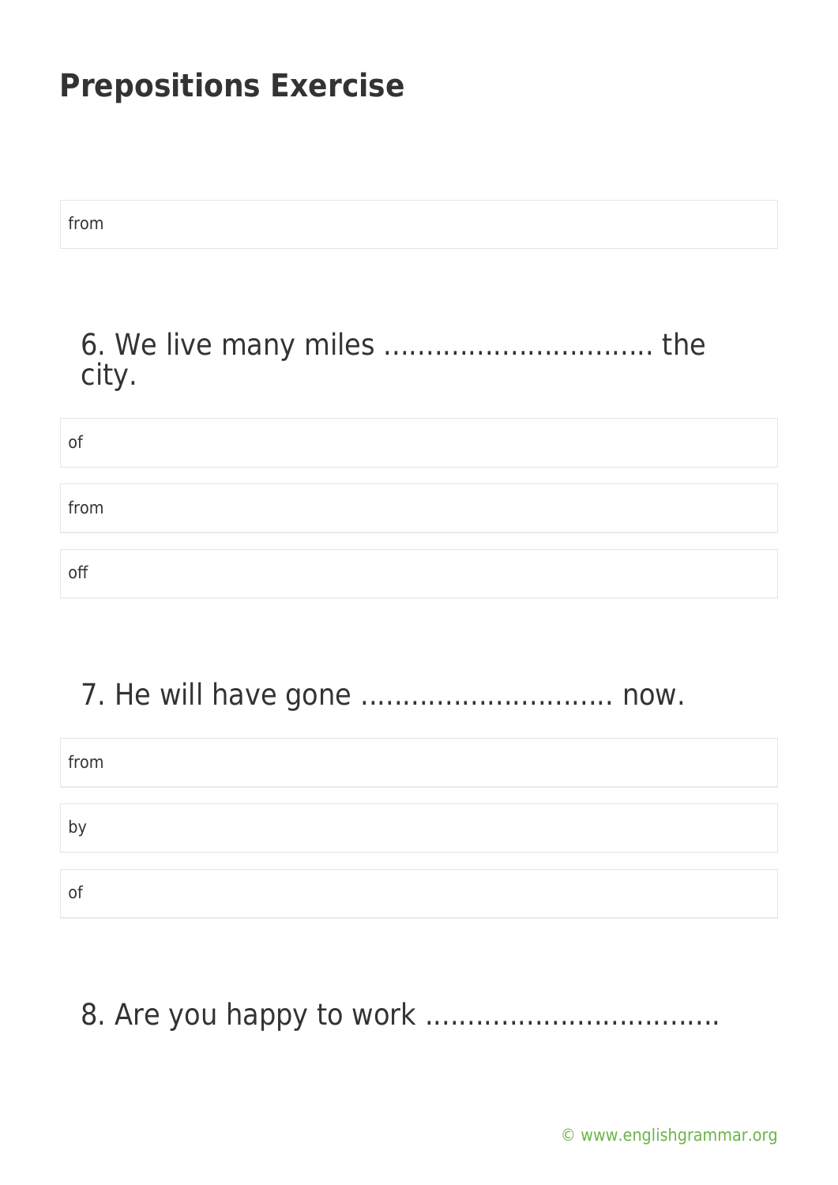from

6. We live many miles ............................... the city.

of

from

off

7. He will have gone ............................. now.

from

by

of

8. Are you happy to work ..................................

© www.englishgrammar.org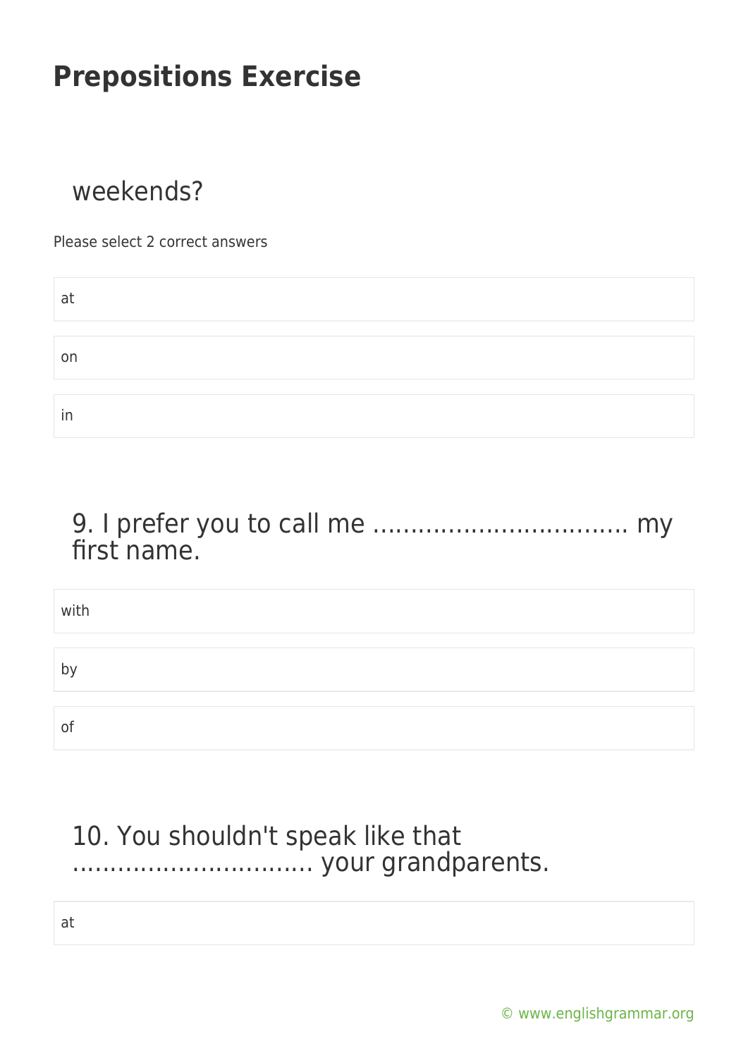# Prepositions Exercise

weekends?

Please select 2 correct answers

- at
- on
- in

9. I prefer you to call me ................................ my first name.

- with
- by
- of

10. You shouldn't speak like that .............................. your grandparents.

- at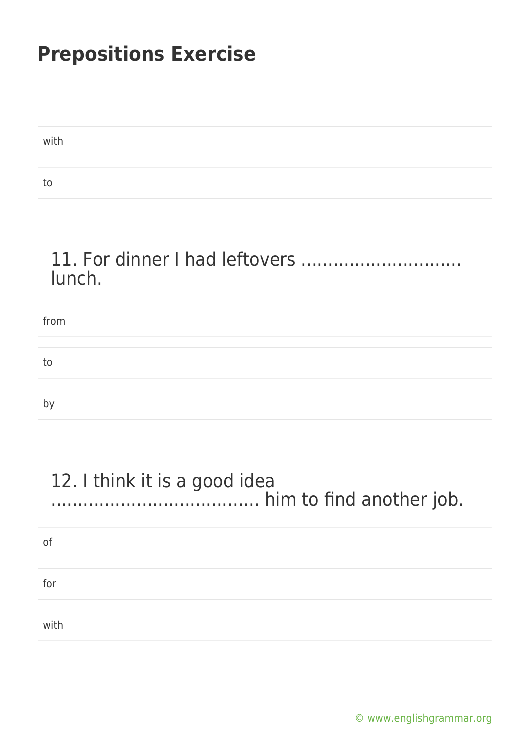# Prepositions Exercise

with

to

11. For dinner I had leftovers ………………………… lunch.

from

to

by

12. I think it is a good idea ………………………………. him to find another job.

of

for

with

© www.englishgrammar.org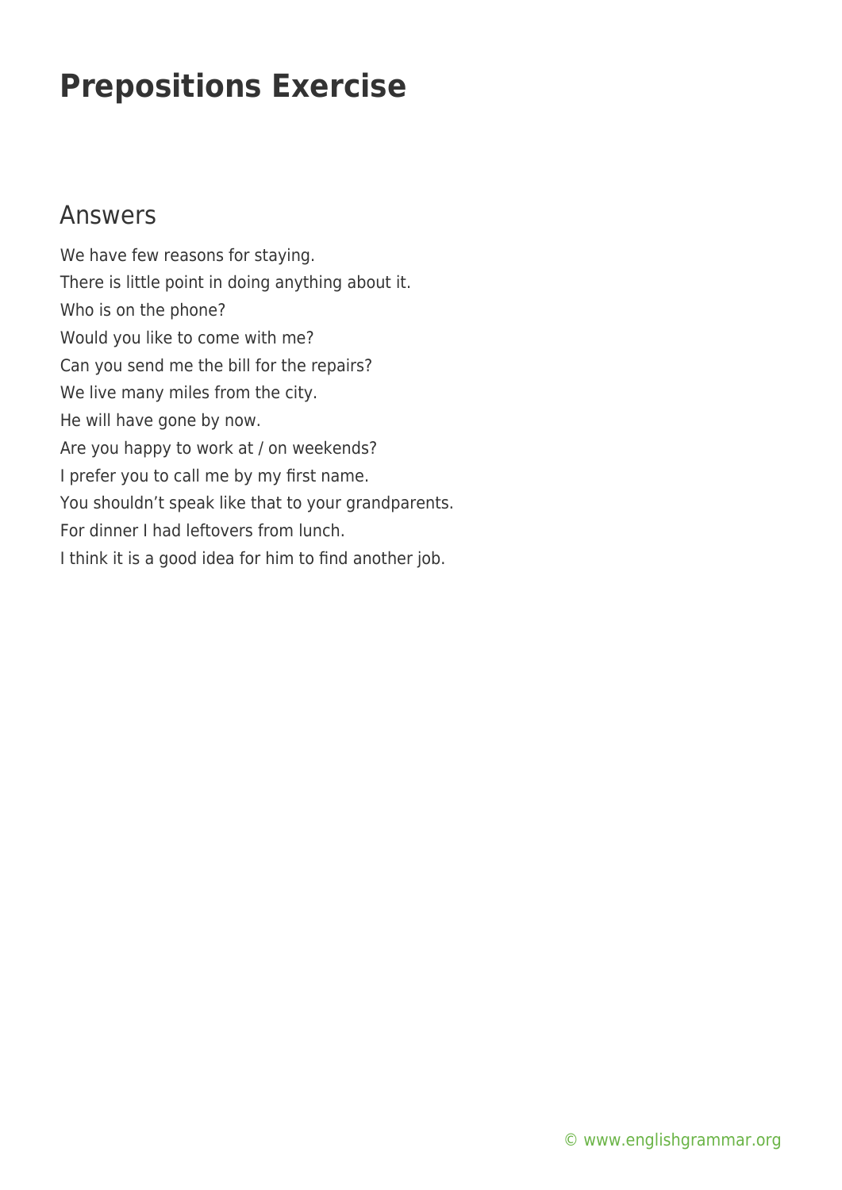# Prepositions Exercise

## Answers

We have few reasons for staying.
There is little point in doing anything about it.
Who is on the phone?
Would you like to come with me?
Can you send me the bill for the repairs?
We live many miles from the city.
He will have gone by now.
Are you happy to work at / on weekends?
I prefer you to call me by my first name.
You shouldn't speak like that to your grandparents.
For dinner I had leftovers from lunch.
I think it is a good idea for him to find another job.